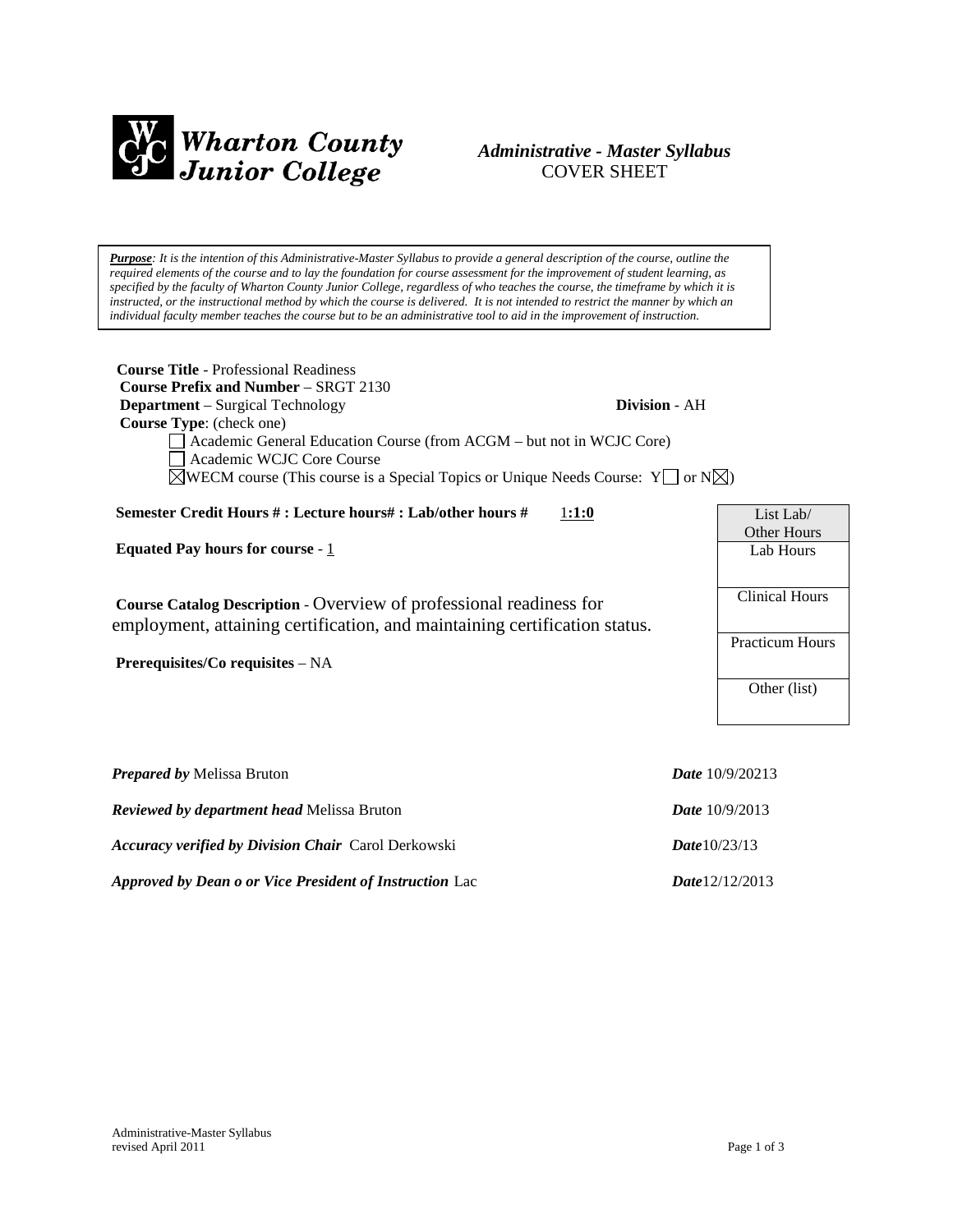# Wharton County Junior College

*Administrative - Master Syllabus*
COVER SHEET

***Purpose****: It is the intention of this Administrative-Master Syllabus to provide a general description of the course, outline the required elements of the course and to lay the foundation for course assessment for the improvement of student learning, as specified by the faculty of Wharton County Junior College, regardless of who teaches the course, the timeframe by which it is instructed, or the instructional method by which the course is delivered. It is not intended to restrict the manner by which an individual faculty member teaches the course but to be an administrative tool to aid in the improvement of instruction.*

**Course Title** - Professional Readiness
**Course Prefix and Number** – SRGT 2130
**Department** – Surgical Technology **Division** - AH
**Course Type**: (check one)

- ☐ Academic General Education Course (from ACGM – but not in WCJC Core)
- ☐ Academic WCJC Core Course
- ☒ WECM course (This course is a Special Topics or Unique Needs Course: Y☐ or N☒)

**Semester Credit Hours # : Lecture hours# : Lab/other hours #** 1:1:0

**Equated Pay hours for course** - 1

**Course Catalog Description** - Overview of professional readiness for employment, attaining certification, and maintaining certification status.

**Prerequisites/Co requisites** – NA

| List Lab/ Other Hours |
|---|
| Lab Hours |
| Clinical Hours |
| Practicum Hours |
| Other (list) |

***Prepared by*** Melissa Bruton ***Date*** 10/9/20213

***Reviewed by department head*** Melissa Bruton ***Date*** 10/9/2013

***Accuracy verified by Division Chair*** Carol Derkowski ***Date***10/23/13

***Approved by Dean o or Vice President of Instruction*** Lac ***Date***12/12/2013

Administrative-Master Syllabus
revised April 2011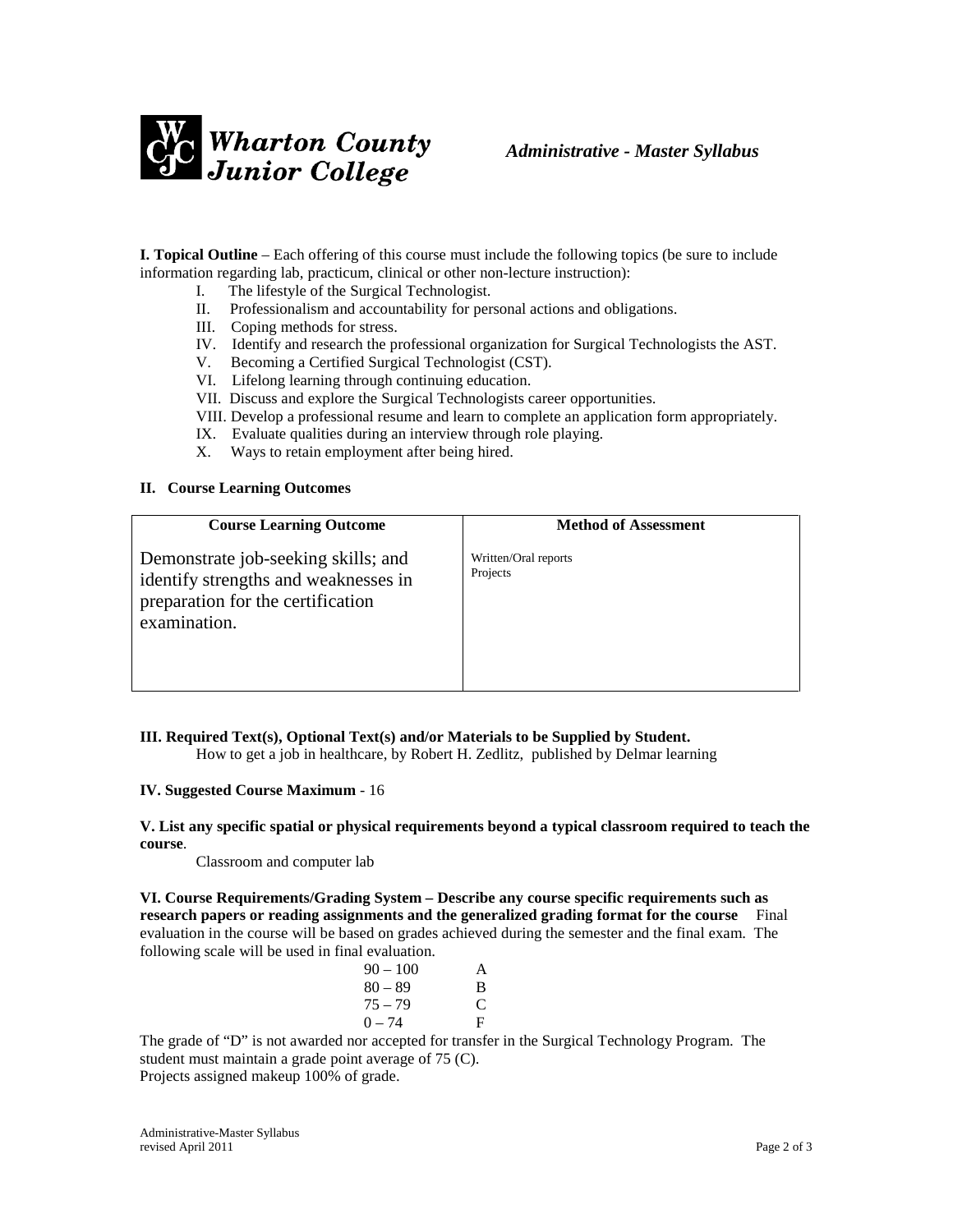**Wharton County Junior College** *Administrative - Master Syllabus*

**I. Topical Outline** – Each offering of this course must include the following topics (be sure to include information regarding lab, practicum, clinical or other non-lecture instruction):

- I. The lifestyle of the Surgical Technologist.
- II. Professionalism and accountability for personal actions and obligations.
- III. Coping methods for stress.
- IV. Identify and research the professional organization for Surgical Technologists the AST.
- V. Becoming a Certified Surgical Technologist (CST).
- VI. Lifelong learning through continuing education.
- VII. Discuss and explore the Surgical Technologists career opportunities.
- VIII. Develop a professional resume and learn to complete an application form appropriately.
- IX. Evaluate qualities during an interview through role playing.
- X. Ways to retain employment after being hired.

**II. Course Learning Outcomes**

| Course Learning Outcome | Method of Assessment |
|---|---|
| Demonstrate job-seeking skills; and identify strengths and weaknesses in preparation for the certification examination. | Written/Oral reports<br>Projects |

**III. Required Text(s), Optional Text(s) and/or Materials to be Supplied by Student.**

How to get a job in healthcare, by Robert H. Zedlitz, published by Delmar learning

**IV. Suggested Course Maximum** - 16

**V. List any specific spatial or physical requirements beyond a typical classroom required to teach the course**.

Classroom and computer lab

**VI. Course Requirements/Grading System – Describe any course specific requirements such as research papers or reading assignments and the generalized grading format for the course** Final evaluation in the course will be based on grades achieved during the semester and the final exam. The following scale will be used in final evaluation.

| | |
|---|---|
| 90 – 100 | A |
| 80 – 89 | B |
| 75 – 79 | C |
| 0 – 74 | F |

The grade of "D" is not awarded nor accepted for transfer in the Surgical Technology Program. The student must maintain a grade point average of 75 (C).
Projects assigned makeup 100% of grade.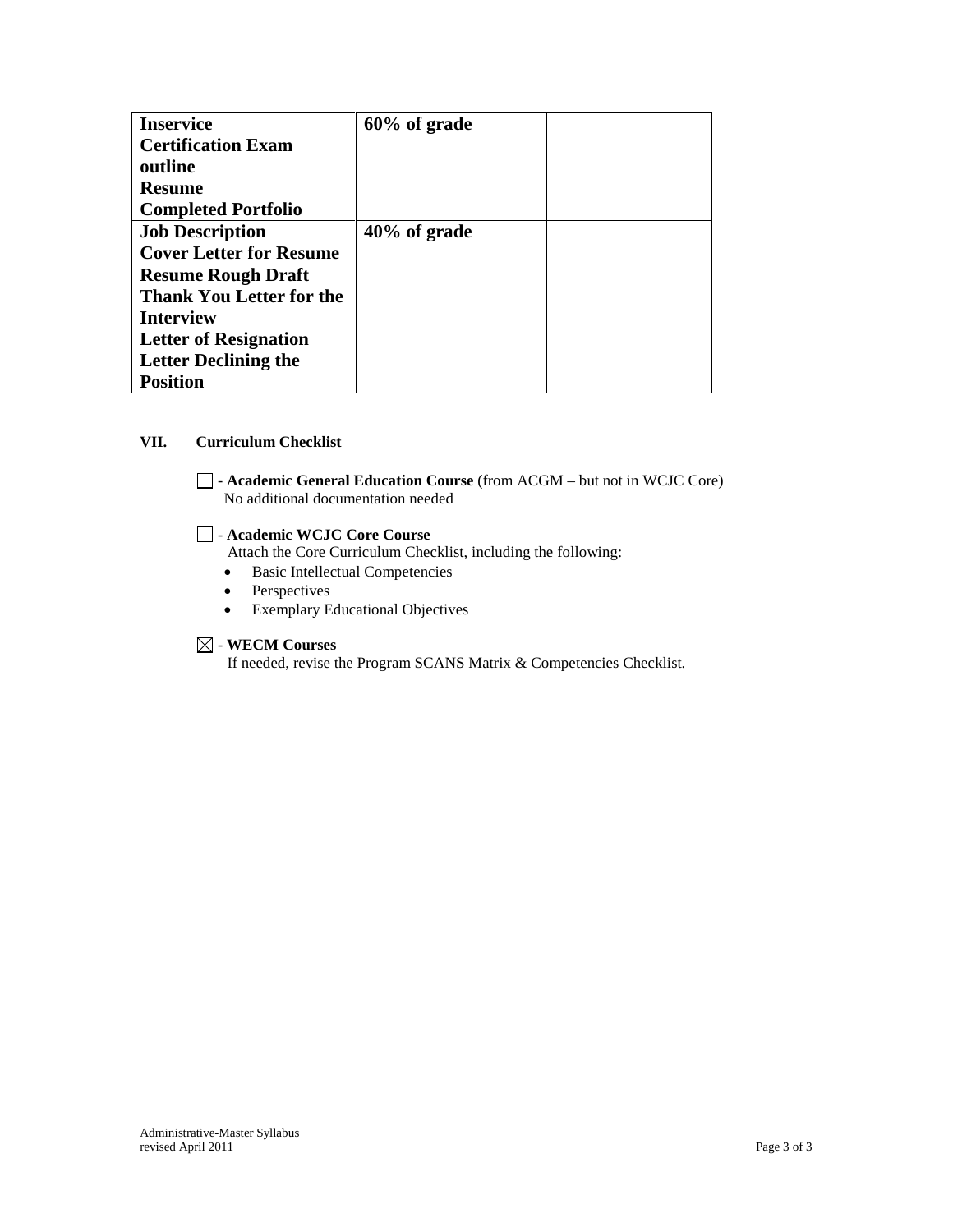| | | |
|---|---|---|
| **Inservice**<br>**Certification Exam outline**<br>**Resume**<br>**Completed Portfolio** | **60% of grade** | |
| **Job Description**<br>**Cover Letter for Resume**<br>**Resume Rough Draft**<br>**Thank You Letter for the Interview**<br>**Letter of Resignation**<br>**Letter Declining the Position** | **40% of grade** | |

### VII. Curriculum Checklist

☐ - **Academic General Education Course** (from ACGM – but not in WCJC Core)
No additional documentation needed

☐ - **Academic WCJC Core Course**
Attach the Core Curriculum Checklist, including the following:

- Basic Intellectual Competencies
- Perspectives
- Exemplary Educational Objectives

☒ - **WECM Courses**
If needed, revise the Program SCANS Matrix & Competencies Checklist.

Administrative-Master Syllabus
revised April 2011